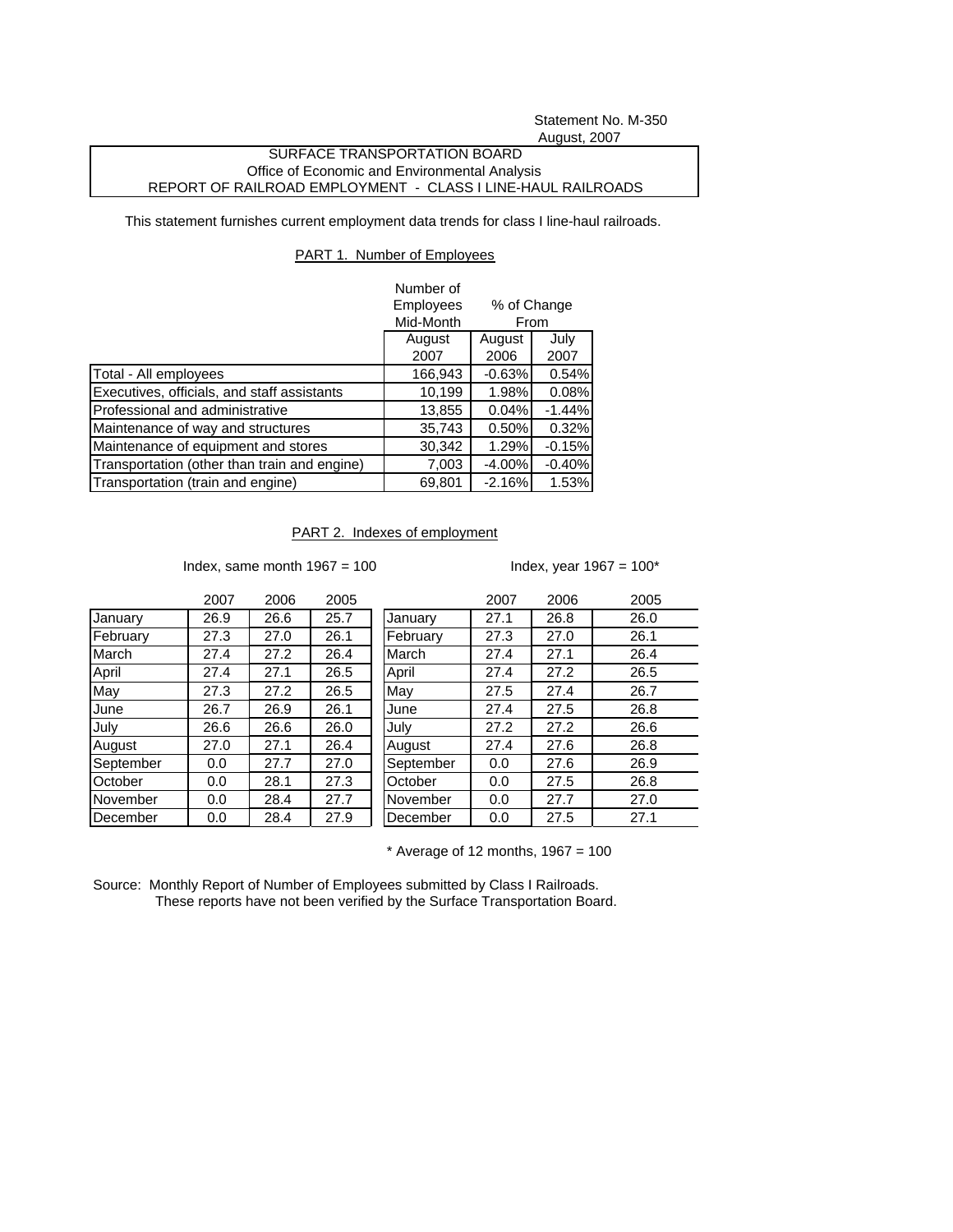Statement No. M-350
August, 2007

SURFACE TRANSPORTATION BOARD
Office of Economic and Environmental Analysis
REPORT OF RAILROAD EMPLOYMENT - CLASS I LINE-HAUL RAILROADS

This statement furnishes current employment data trends for class I line-haul railroads.

## PART 1. Number of Employees

| | Number of Employees Mid-Month | % of Change From | |
|---|---|---|---|
| | August 2007 | August 2006 | July 2007 |
| Total - All employees | 166,943 | -0.63% | 0.54% |
| Executives, officials, and staff assistants | 10,199 | 1.98% | 0.08% |
| Professional and administrative | 13,855 | 0.04% | -1.44% |
| Maintenance of way and structures | 35,743 | 0.50% | 0.32% |
| Maintenance of equipment and stores | 30,342 | 1.29% | -0.15% |
| Transportation (other than train and engine) | 7,003 | -4.00% | -0.40% |
| Transportation (train and engine) | 69,801 | -2.16% | 1.53% |

## PART 2. Indexes of employment

Index, same month 1967 = 100

| | 2007 | 2006 | 2005 |
|---|---|---|---|
| January | 26.9 | 26.6 | 25.7 |
| February | 27.3 | 27.0 | 26.1 |
| March | 27.4 | 27.2 | 26.4 |
| April | 27.4 | 27.1 | 26.5 |
| May | 27.3 | 27.2 | 26.5 |
| June | 26.7 | 26.9 | 26.1 |
| July | 26.6 | 26.6 | 26.0 |
| August | 27.0 | 27.1 | 26.4 |
| September | 0.0 | 27.7 | 27.0 |
| October | 0.0 | 28.1 | 27.3 |
| November | 0.0 | 28.4 | 27.7 |
| December | 0.0 | 28.4 | 27.9 |

Index, year 1967 = 100*

| | 2007 | 2006 | 2005 |
|---|---|---|---|
| January | 27.1 | 26.8 | 26.0 |
| February | 27.3 | 27.0 | 26.1 |
| March | 27.4 | 27.1 | 26.4 |
| April | 27.4 | 27.2 | 26.5 |
| May | 27.5 | 27.4 | 26.7 |
| June | 27.4 | 27.5 | 26.8 |
| July | 27.2 | 27.2 | 26.6 |
| August | 27.4 | 27.6 | 26.8 |
| September | 0.0 | 27.6 | 26.9 |
| October | 0.0 | 27.5 | 26.8 |
| November | 0.0 | 27.7 | 27.0 |
| December | 0.0 | 27.5 | 27.1 |

\* Average of 12 months, 1967 = 100

Source: Monthly Report of Number of Employees submitted by Class I Railroads.
These reports have not been verified by the Surface Transportation Board.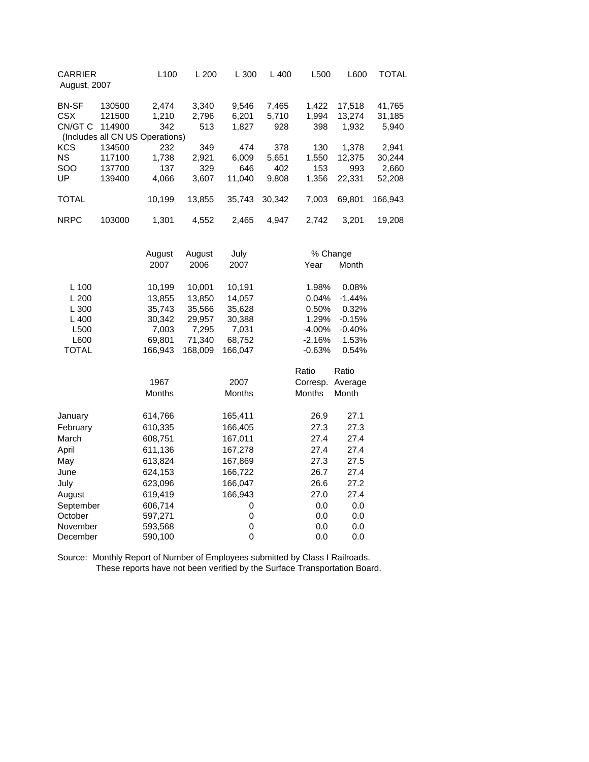| CARRIER August, 2007 | | L100 | L 200 | L 300 | L 400 | L500 | L600 | TOTAL |
|---|---|---|---|---|---|---|---|---|
| BN-SF | 130500 | 2,474 | 3,340 | 9,546 | 7,465 | 1,422 | 17,518 | 41,765 |
| CSX | 121500 | 1,210 | 2,796 | 6,201 | 5,710 | 1,994 | 13,274 | 31,185 |
| CN/GT C | 114900 | 342 | 513 | 1,827 | 928 | 398 | 1,932 | 5,940 |
| (Includes all CN US Operations) | | | | | | | | |
| KCS | 134500 | 232 | 349 | 474 | 378 | 130 | 1,378 | 2,941 |
| NS | 117100 | 1,738 | 2,921 | 6,009 | 5,651 | 1,550 | 12,375 | 30,244 |
| SOO | 137700 | 137 | 329 | 646 | 402 | 153 | 993 | 2,660 |
| UP | 139400 | 4,066 | 3,607 | 11,040 | 9,808 | 1,356 | 22,331 | 52,208 |
| TOTAL | | 10,199 | 13,855 | 35,743 | 30,342 | 7,003 | 69,801 | 166,943 |
| NRPC | 103000 | 1,301 | 4,552 | 2,465 | 4,947 | 2,742 | 3,201 | 19,208 |

| | August 2007 | August 2006 | July 2007 | % Change Year | % Change Month |
|---|---|---|---|---|---|
| L 100 | 10,199 | 10,001 | 10,191 | 1.98% | 0.08% |
| L 200 | 13,855 | 13,850 | 14,057 | 0.04% | -1.44% |
| L 300 | 35,743 | 35,566 | 35,628 | 0.50% | 0.32% |
| L 400 | 30,342 | 29,957 | 30,388 | 1.29% | -0.15% |
| L500 | 7,003 | 7,295 | 7,031 | -4.00% | -0.40% |
| L600 | 69,801 | 71,340 | 68,752 | -2.16% | 1.53% |
| TOTAL | 166,943 | 168,009 | 166,047 | -0.63% | 0.54% |

| | 1967 Months | 2007 Months | Ratio Corresp. Months | Ratio Average Month |
|---|---|---|---|---|
| January | 614,766 | 165,411 | 26.9 | 27.1 |
| February | 610,335 | 166,405 | 27.3 | 27.3 |
| March | 608,751 | 167,011 | 27.4 | 27.4 |
| April | 611,136 | 167,278 | 27.4 | 27.4 |
| May | 613,824 | 167,869 | 27.3 | 27.5 |
| June | 624,153 | 166,722 | 26.7 | 27.4 |
| July | 623,096 | 166,047 | 26.6 | 27.2 |
| August | 619,419 | 166,943 | 27.0 | 27.4 |
| September | 606,714 | 0 | 0.0 | 0.0 |
| October | 597,271 | 0 | 0.0 | 0.0 |
| November | 593,568 | 0 | 0.0 | 0.0 |
| December | 590,100 | 0 | 0.0 | 0.0 |

Source: Monthly Report of Number of Employees submitted by Class I Railroads.
These reports have not been verified by the Surface Transportation Board.